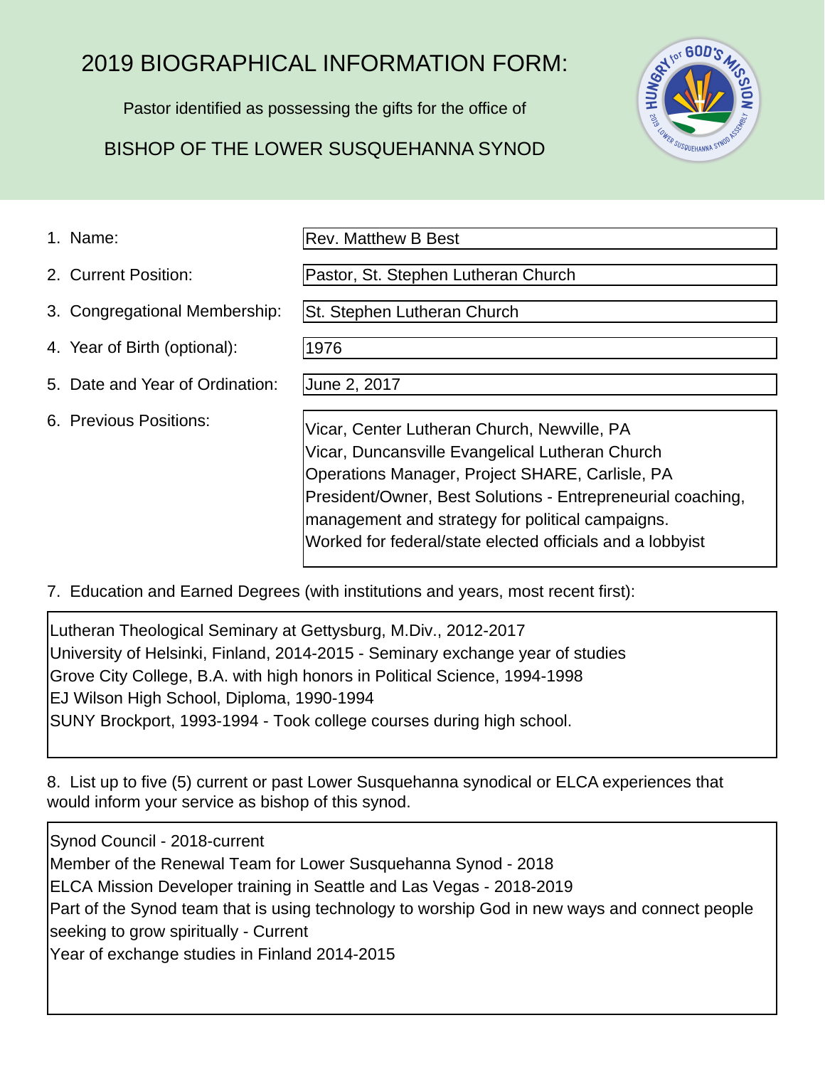# 2019 BIOGRAPHICAL INFORMATION FORM:

Pastor identified as possessing the gifts for the office of

## BISHOP OF THE LOWER SUSQUEHANNA SYNOD

| | |
|---|---|
| 1. Name: | Rev. Matthew B Best |
| 2. Current Position: | Pastor, St. Stephen Lutheran Church |
| 3. Congregational Membership: | St. Stephen Lutheran Church |
| 4. Year of Birth (optional): | 1976 |
| 5. Date and Year of Ordination: | June 2, 2017 |
| 6. Previous Positions: | Vicar, Center Lutheran Church, Newville, PA<br>Vicar, Duncansville Evangelical Lutheran Church<br>Operations Manager, Project SHARE, Carlisle, PA<br>President/Owner, Best Solutions - Entrepreneurial coaching, management and strategy for political campaigns.<br>Worked for federal/state elected officials and a lobbyist |

7. Education and Earned Degrees (with institutions and years, most recent first):

Lutheran Theological Seminary at Gettysburg, M.Div., 2012-2017
University of Helsinki, Finland, 2014-2015 - Seminary exchange year of studies
Grove City College, B.A. with high honors in Political Science, 1994-1998
EJ Wilson High School, Diploma, 1990-1994
SUNY Brockport, 1993-1994 - Took college courses during high school.

8. List up to five (5) current or past Lower Susquehanna synodical or ELCA experiences that would inform your service as bishop of this synod.

Synod Council - 2018-current
Member of the Renewal Team for Lower Susquehanna Synod - 2018
ELCA Mission Developer training in Seattle and Las Vegas - 2018-2019
Part of the Synod team that is using technology to worship God in new ways and connect people seeking to grow spiritually - Current
Year of exchange studies in Finland 2014-2015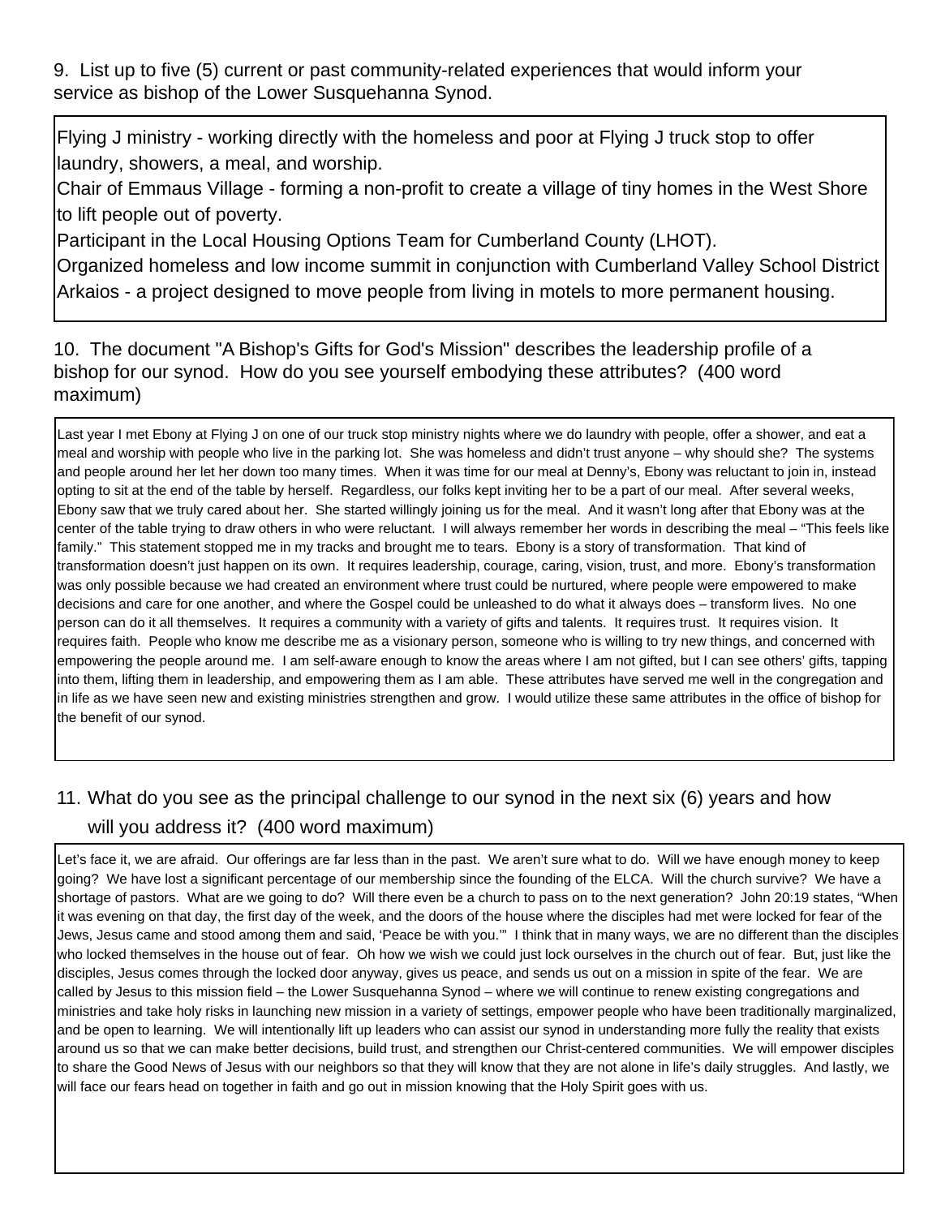9. List up to five (5) current or past community-related experiences that would inform your service as bishop of the Lower Susquehanna Synod.

Flying J ministry - working directly with the homeless and poor at Flying J truck stop to offer laundry, showers, a meal, and worship.
Chair of Emmaus Village - forming a non-profit to create a village of tiny homes in the West Shore to lift people out of poverty.
Participant in the Local Housing Options Team for Cumberland County (LHOT).
Organized homeless and low income summit in conjunction with Cumberland Valley School District
Arkaios - a project designed to move people from living in motels to more permanent housing.

10. The document "A Bishop's Gifts for God's Mission" describes the leadership profile of a bishop for our synod. How do you see yourself embodying these attributes? (400 word maximum)

Last year I met Ebony at Flying J on one of our truck stop ministry nights where we do laundry with people, offer a shower, and eat a meal and worship with people who live in the parking lot. She was homeless and didn't trust anyone – why should she? The systems and people around her let her down too many times. When it was time for our meal at Denny's, Ebony was reluctant to join in, instead opting to sit at the end of the table by herself. Regardless, our folks kept inviting her to be a part of our meal. After several weeks, Ebony saw that we truly cared about her. She started willingly joining us for the meal. And it wasn't long after that Ebony was at the center of the table trying to draw others in who were reluctant. I will always remember her words in describing the meal – "This feels like family." This statement stopped me in my tracks and brought me to tears. Ebony is a story of transformation. That kind of transformation doesn't just happen on its own. It requires leadership, courage, caring, vision, trust, and more. Ebony's transformation was only possible because we had created an environment where trust could be nurtured, where people were empowered to make decisions and care for one another, and where the Gospel could be unleashed to do what it always does – transform lives. No one person can do it all themselves. It requires a community with a variety of gifts and talents. It requires trust. It requires vision. It requires faith. People who know me describe me as a visionary person, someone who is willing to try new things, and concerned with empowering the people around me. I am self-aware enough to know the areas where I am not gifted, but I can see others' gifts, tapping into them, lifting them in leadership, and empowering them as I am able. These attributes have served me well in the congregation and in life as we have seen new and existing ministries strengthen and grow. I would utilize these same attributes in the office of bishop for the benefit of our synod.

11. What do you see as the principal challenge to our synod in the next six (6) years and how will you address it? (400 word maximum)

Let's face it, we are afraid. Our offerings are far less than in the past. We aren't sure what to do. Will we have enough money to keep going? We have lost a significant percentage of our membership since the founding of the ELCA. Will the church survive? We have a shortage of pastors. What are we going to do? Will there even be a church to pass on to the next generation? John 20:19 states, "When it was evening on that day, the first day of the week, and the doors of the house where the disciples had met were locked for fear of the Jews, Jesus came and stood among them and said, 'Peace be with you.'" I think that in many ways, we are no different than the disciples who locked themselves in the house out of fear. Oh how we wish we could just lock ourselves in the church out of fear. But, just like the disciples, Jesus comes through the locked door anyway, gives us peace, and sends us out on a mission in spite of the fear. We are called by Jesus to this mission field – the Lower Susquehanna Synod – where we will continue to renew existing congregations and ministries and take holy risks in launching new mission in a variety of settings, empower people who have been traditionally marginalized, and be open to learning. We will intentionally lift up leaders who can assist our synod in understanding more fully the reality that exists around us so that we can make better decisions, build trust, and strengthen our Christ-centered communities. We will empower disciples to share the Good News of Jesus with our neighbors so that they will know that they are not alone in life's daily struggles. And lastly, we will face our fears head on together in faith and go out in mission knowing that the Holy Spirit goes with us.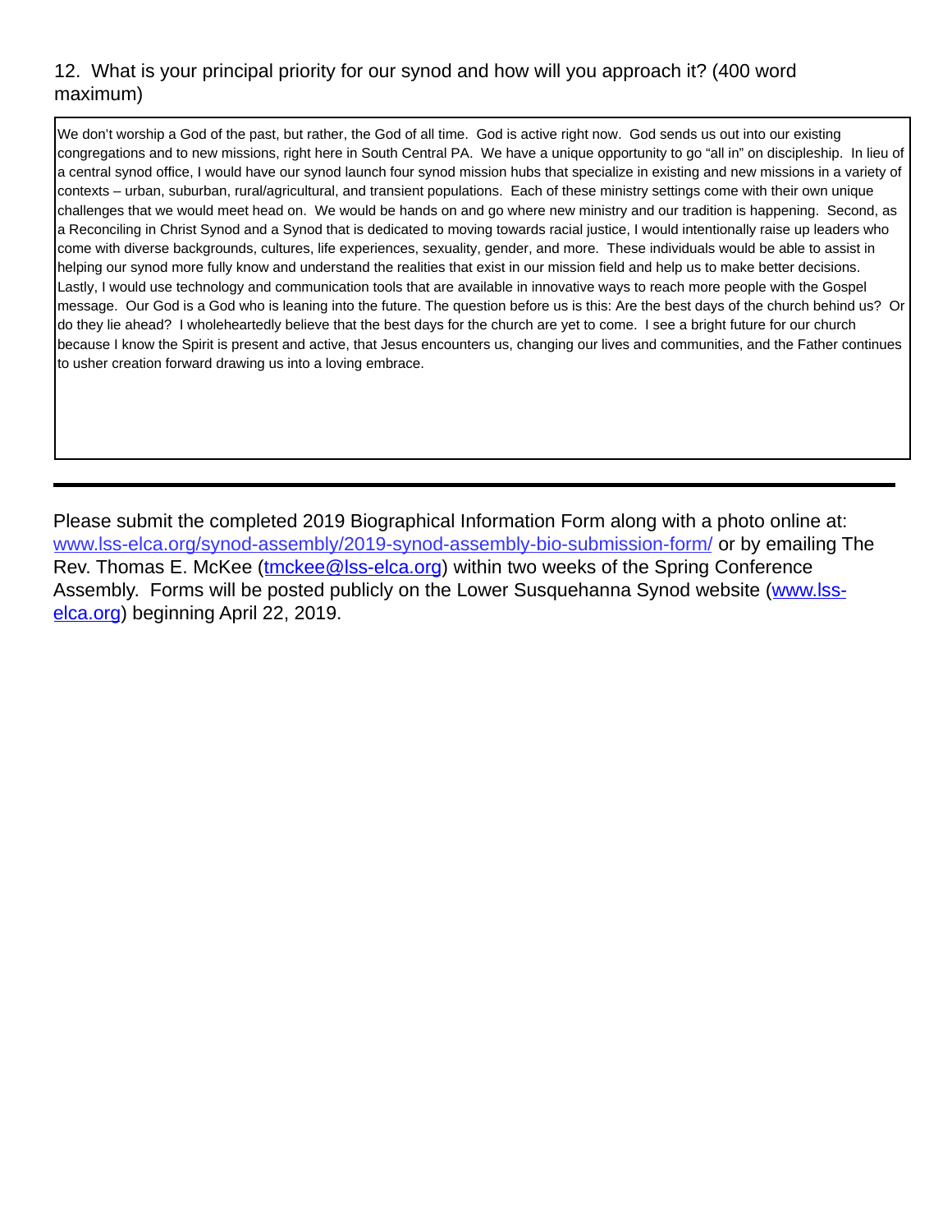12. What is your principal priority for our synod and how will you approach it? (400 word maximum)

We don't worship a God of the past, but rather, the God of all time. God is active right now. God sends us out into our existing congregations and to new missions, right here in South Central PA. We have a unique opportunity to go "all in" on discipleship. In lieu of a central synod office, I would have our synod launch four synod mission hubs that specialize in existing and new missions in a variety of contexts – urban, suburban, rural/agricultural, and transient populations. Each of these ministry settings come with their own unique challenges that we would meet head on. We would be hands on and go where new ministry and our tradition is happening. Second, as a Reconciling in Christ Synod and a Synod that is dedicated to moving towards racial justice, I would intentionally raise up leaders who come with diverse backgrounds, cultures, life experiences, sexuality, gender, and more. These individuals would be able to assist in helping our synod more fully know and understand the realities that exist in our mission field and help us to make better decisions. Lastly, I would use technology and communication tools that are available in innovative ways to reach more people with the Gospel message. Our God is a God who is leaning into the future. The question before us is this: Are the best days of the church behind us? Or do they lie ahead? I wholeheartedly believe that the best days for the church are yet to come. I see a bright future for our church because I know the Spirit is present and active, that Jesus encounters us, changing our lives and communities, and the Father continues to usher creation forward drawing us into a loving embrace.

---

Please submit the completed 2019 Biographical Information Form along with a photo online at: [www.lss-elca.org/synod-assembly/2019-synod-assembly-bio-submission-form/](http://www.lss-elca.org/synod-assembly/2019-synod-assembly-bio-submission-form/) or by emailing The Rev. Thomas E. McKee ([tmckee@lss-elca.org](mailto:tmckee@lss-elca.org)) within two weeks of the Spring Conference Assembly. Forms will be posted publicly on the Lower Susquehanna Synod website ([www.lss-elca.org](http://www.lss-elca.org)) beginning April 22, 2019.